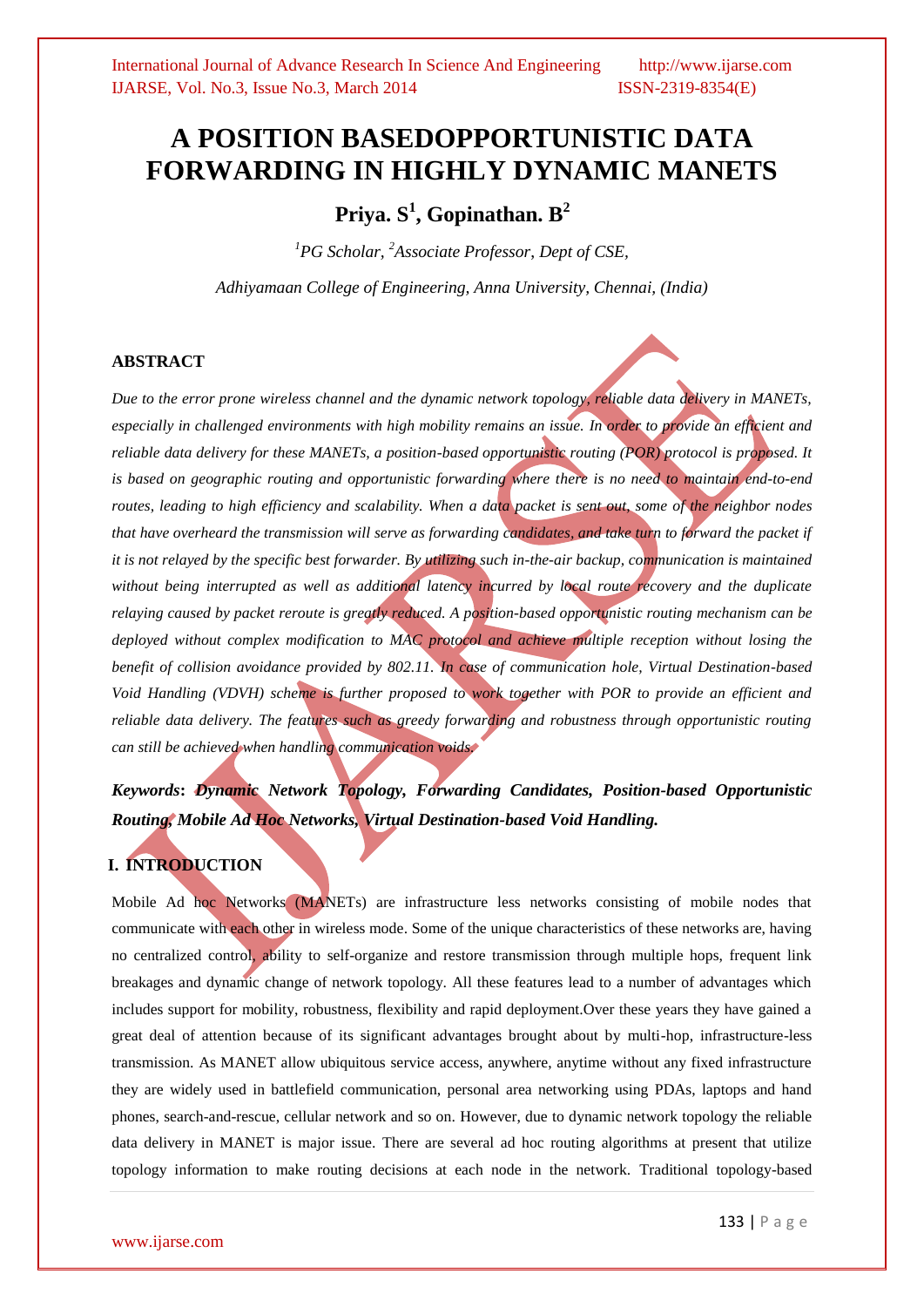# A POSITION BASEDOPPORTUNISTIC DATA FORWARDING IN HIGHLY DYNAMIC MANETS

**Priya. S[1], Gopinathan. B[2]**

*[1]PG Scholar, [2]Associate Professor, Dept of CSE,*

*Adhiyamaan College of Engineering, Anna University, Chennai, (India)*

## ABSTRACT

*Due to the error prone wireless channel and the dynamic network topology, reliable data delivery in MANETs, especially in challenged environments with high mobility remains an issue. In order to provide an efficient and reliable data delivery for these MANETs, a position-based opportunistic routing (POR) protocol is proposed. It is based on geographic routing and opportunistic forwarding where there is no need to maintain end-to-end routes, leading to high efficiency and scalability. When a data packet is sent out, some of the neighbor nodes that have overheard the transmission will serve as forwarding candidates, and take turn to forward the packet if it is not relayed by the specific best forwarder. By utilizing such in-the-air backup, communication is maintained without being interrupted as well as additional latency incurred by local route recovery and the duplicate relaying caused by packet reroute is greatly reduced. A position-based opportunistic routing mechanism can be deployed without complex modification to MAC protocol and achieve multiple reception without losing the benefit of collision avoidance provided by 802.11. In case of communication hole, Virtual Destination-based Void Handling (VDVH) scheme is further proposed to work together with POR to provide an efficient and reliable data delivery. The features such as greedy forwarding and robustness through opportunistic routing can still be achieved when handling communication voids.*

***Keywords*: *Dynamic Network Topology, Forwarding Candidates, Position-based Opportunistic Routing, Mobile Ad Hoc Networks, Virtual Destination-based Void Handling.***

## I. INTRODUCTION

Mobile Ad hoc Networks (MANETs) are infrastructure less networks consisting of mobile nodes that communicate with each other in wireless mode. Some of the unique characteristics of these networks are, having no centralized control, ability to self-organize and restore transmission through multiple hops, frequent link breakages and dynamic change of network topology. All these features lead to a number of advantages which includes support for mobility, robustness, flexibility and rapid deployment.Over these years they have gained a great deal of attention because of its significant advantages brought about by multi-hop, infrastructure-less transmission. As MANET allow ubiquitous service access, anywhere, anytime without any fixed infrastructure they are widely used in battlefield communication, personal area networking using PDAs, laptops and hand phones, search-and-rescue, cellular network and so on. However, due to dynamic network topology the reliable data delivery in MANET is major issue. There are several ad hoc routing algorithms at present that utilize topology information to make routing decisions at each node in the network. Traditional topology-based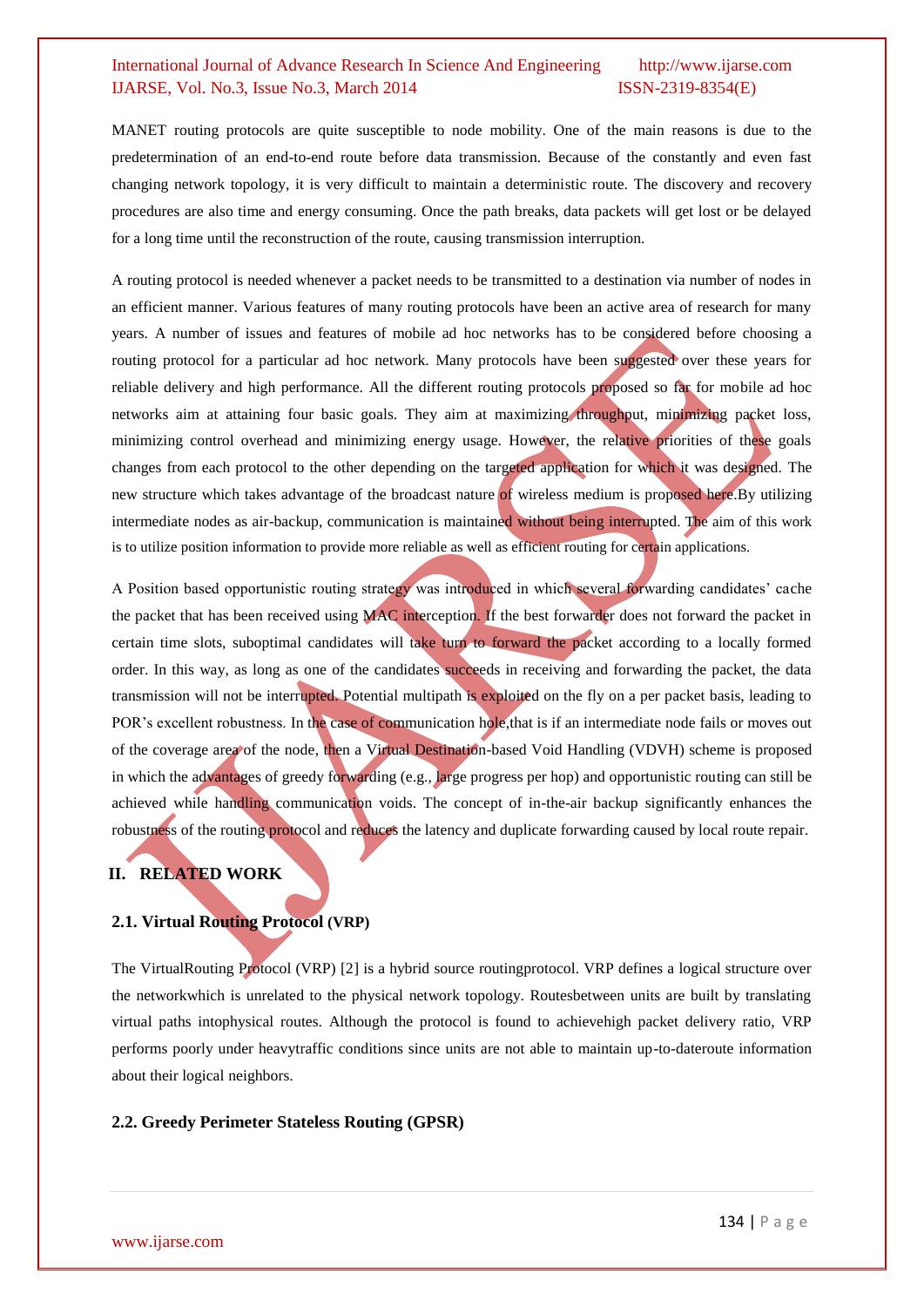MANET routing protocols are quite susceptible to node mobility. One of the main reasons is due to the predetermination of an end-to-end route before data transmission. Because of the constantly and even fast changing network topology, it is very difficult to maintain a deterministic route. The discovery and recovery procedures are also time and energy consuming. Once the path breaks, data packets will get lost or be delayed for a long time until the reconstruction of the route, causing transmission interruption.

A routing protocol is needed whenever a packet needs to be transmitted to a destination via number of nodes in an efficient manner. Various features of many routing protocols have been an active area of research for many years. A number of issues and features of mobile ad hoc networks has to be considered before choosing a routing protocol for a particular ad hoc network. Many protocols have been suggested over these years for reliable delivery and high performance. All the different routing protocols proposed so far for mobile ad hoc networks aim at attaining four basic goals. They aim at maximizing throughput, minimizing packet loss, minimizing control overhead and minimizing energy usage. However, the relative priorities of these goals changes from each protocol to the other depending on the targeted application for which it was designed. The new structure which takes advantage of the broadcast nature of wireless medium is proposed here.By utilizing intermediate nodes as air-backup, communication is maintained without being interrupted. The aim of this work is to utilize position information to provide more reliable as well as efficient routing for certain applications.

A Position based opportunistic routing strategy was introduced in which several forwarding candidates' cache the packet that has been received using MAC interception. If the best forwarder does not forward the packet in certain time slots, suboptimal candidates will take turn to forward the packet according to a locally formed order. In this way, as long as one of the candidates succeeds in receiving and forwarding the packet, the data transmission will not be interrupted. Potential multipath is exploited on the fly on a per packet basis, leading to POR's excellent robustness. In the case of communication hole,that is if an intermediate node fails or moves out of the coverage area of the node, then a Virtual Destination-based Void Handling (VDVH) scheme is proposed in which the advantages of greedy forwarding (e.g., large progress per hop) and opportunistic routing can still be achieved while handling communication voids. The concept of in-the-air backup significantly enhances the robustness of the routing protocol and reduces the latency and duplicate forwarding caused by local route repair.

## II. RELATED WORK

### 2.1. Virtual Routing Protocol (VRP)

The VirtualRouting Protocol (VRP) [2] is a hybrid source routingprotocol. VRP defines a logical structure over the networkwhich is unrelated to the physical network topology. Routesbetween units are built by translating virtual paths intophysical routes. Although the protocol is found to achievehigh packet delivery ratio, VRP performs poorly under heavytraffic conditions since units are not able to maintain up-to-dateroute information about their logical neighbors.

### 2.2. Greedy Perimeter Stateless Routing (GPSR)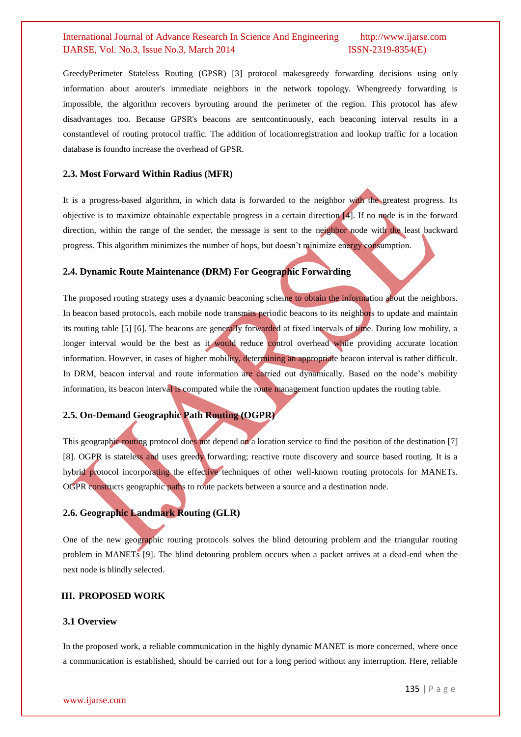GreedyPerimeter Stateless Routing (GPSR) [3] protocol makesgreedy forwarding decisions using only information about arouter's immediate neighbors in the network topology. Whengreedy forwarding is impossible, the algorithm recovers byrouting around the perimeter of the region. This protocol has afew disadvantages too. Because GPSR's beacons are sentcontinuously, each beaconing interval results in a constantlevel of routing protocol traffic. The addition of locationregistration and lookup traffic for a location database is foundto increase the overhead of GPSR.

### 2.3. Most Forward Within Radius (MFR)

It is a progress-based algorithm, in which data is forwarded to the neighbor with the greatest progress. Its objective is to maximize obtainable expectable progress in a certain direction [4]. If no node is in the forward direction, within the range of the sender, the message is sent to the neighbor node with the least backward progress. This algorithm minimizes the number of hops, but doesn't minimize energy consumption.

### 2.4. Dynamic Route Maintenance (DRM) For Geographic Forwarding

The proposed routing strategy uses a dynamic beaconing scheme to obtain the information about the neighbors. In beacon based protocols, each mobile node transmits periodic beacons to its neighbors to update and maintain its routing table [5] [6]. The beacons are generally forwarded at fixed intervals of time. During low mobility, a longer interval would be the best as it would reduce control overhead while providing accurate location information. However, in cases of higher mobility, determining an appropriate beacon interval is rather difficult. In DRM, beacon interval and route information are carried out dynamically. Based on the node's mobility information, its beacon interval is computed while the route management function updates the routing table.

### 2.5. On-Demand Geographic Path Routing (OGPR)

This geographic routing protocol does not depend on a location service to find the position of the destination [7] [8]. OGPR is stateless and uses greedy forwarding; reactive route discovery and source based routing. It is a hybrid protocol incorporating the effective techniques of other well-known routing protocols for MANETs. OGPR constructs geographic paths to route packets between a source and a destination node.

### 2.6. Geographic Landmark Routing (GLR)

One of the new geographic routing protocols solves the blind detouring problem and the triangular routing problem in MANETs [9]. The blind detouring problem occurs when a packet arrives at a dead-end when the next node is blindly selected.

## III. PROPOSED WORK

### 3.1 Overview

In the proposed work, a reliable communication in the highly dynamic MANET is more concerned, where once a communication is established, should be carried out for a long period without any interruption. Here, reliable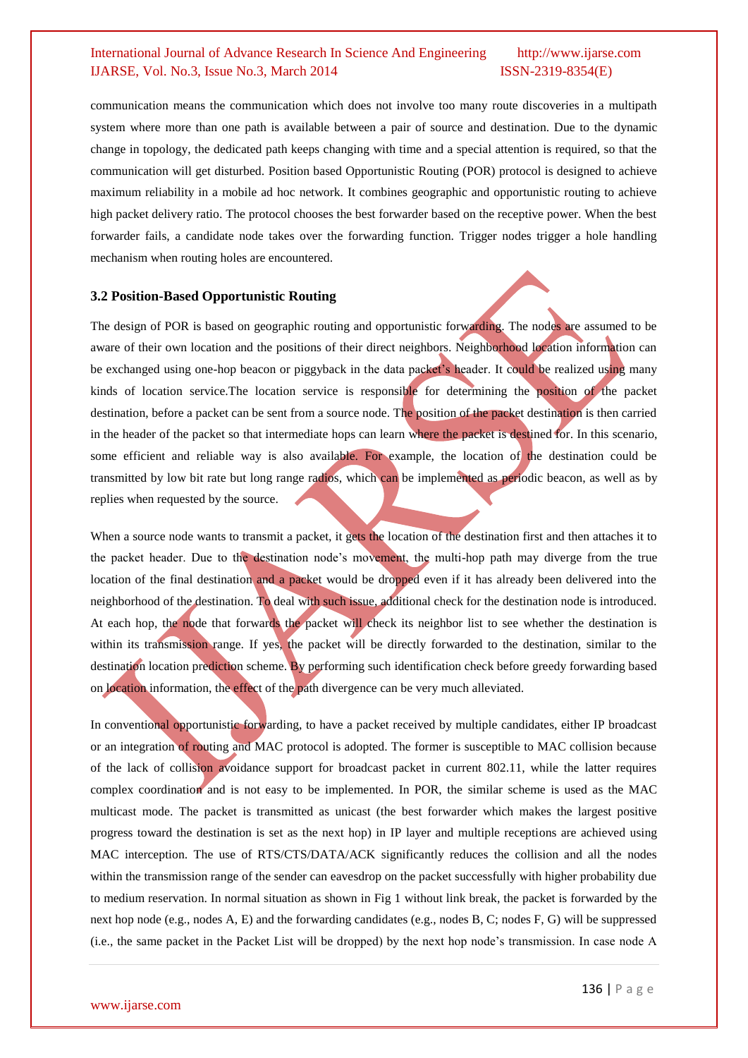communication means the communication which does not involve too many route discoveries in a multipath system where more than one path is available between a pair of source and destination. Due to the dynamic change in topology, the dedicated path keeps changing with time and a special attention is required, so that the communication will get disturbed. Position based Opportunistic Routing (POR) protocol is designed to achieve maximum reliability in a mobile ad hoc network. It combines geographic and opportunistic routing to achieve high packet delivery ratio. The protocol chooses the best forwarder based on the receptive power. When the best forwarder fails, a candidate node takes over the forwarding function. Trigger nodes trigger a hole handling mechanism when routing holes are encountered.

### 3.2 Position-Based Opportunistic Routing

The design of POR is based on geographic routing and opportunistic forwarding. The nodes are assumed to be aware of their own location and the positions of their direct neighbors. Neighborhood location information can be exchanged using one-hop beacon or piggyback in the data packet's header. It could be realized using many kinds of location service.The location service is responsible for determining the position of the packet destination, before a packet can be sent from a source node. The position of the packet destination is then carried in the header of the packet so that intermediate hops can learn where the packet is destined for. In this scenario, some efficient and reliable way is also available. For example, the location of the destination could be transmitted by low bit rate but long range radios, which can be implemented as periodic beacon, as well as by replies when requested by the source.

When a source node wants to transmit a packet, it gets the location of the destination first and then attaches it to the packet header. Due to the destination node's movement, the multi-hop path may diverge from the true location of the final destination and a packet would be dropped even if it has already been delivered into the neighborhood of the destination. To deal with such issue, additional check for the destination node is introduced. At each hop, the node that forwards the packet will check its neighbor list to see whether the destination is within its transmission range. If yes, the packet will be directly forwarded to the destination, similar to the destination location prediction scheme. By performing such identification check before greedy forwarding based on location information, the effect of the path divergence can be very much alleviated.

In conventional opportunistic forwarding, to have a packet received by multiple candidates, either IP broadcast or an integration of routing and MAC protocol is adopted. The former is susceptible to MAC collision because of the lack of collision avoidance support for broadcast packet in current 802.11, while the latter requires complex coordination and is not easy to be implemented. In POR, the similar scheme is used as the MAC multicast mode. The packet is transmitted as unicast (the best forwarder which makes the largest positive progress toward the destination is set as the next hop) in IP layer and multiple receptions are achieved using MAC interception. The use of RTS/CTS/DATA/ACK significantly reduces the collision and all the nodes within the transmission range of the sender can eavesdrop on the packet successfully with higher probability due to medium reservation. In normal situation as shown in Fig 1 without link break, the packet is forwarded by the next hop node (e.g., nodes A, E) and the forwarding candidates (e.g., nodes B, C; nodes F, G) will be suppressed (i.e., the same packet in the Packet List will be dropped) by the next hop node's transmission. In case node A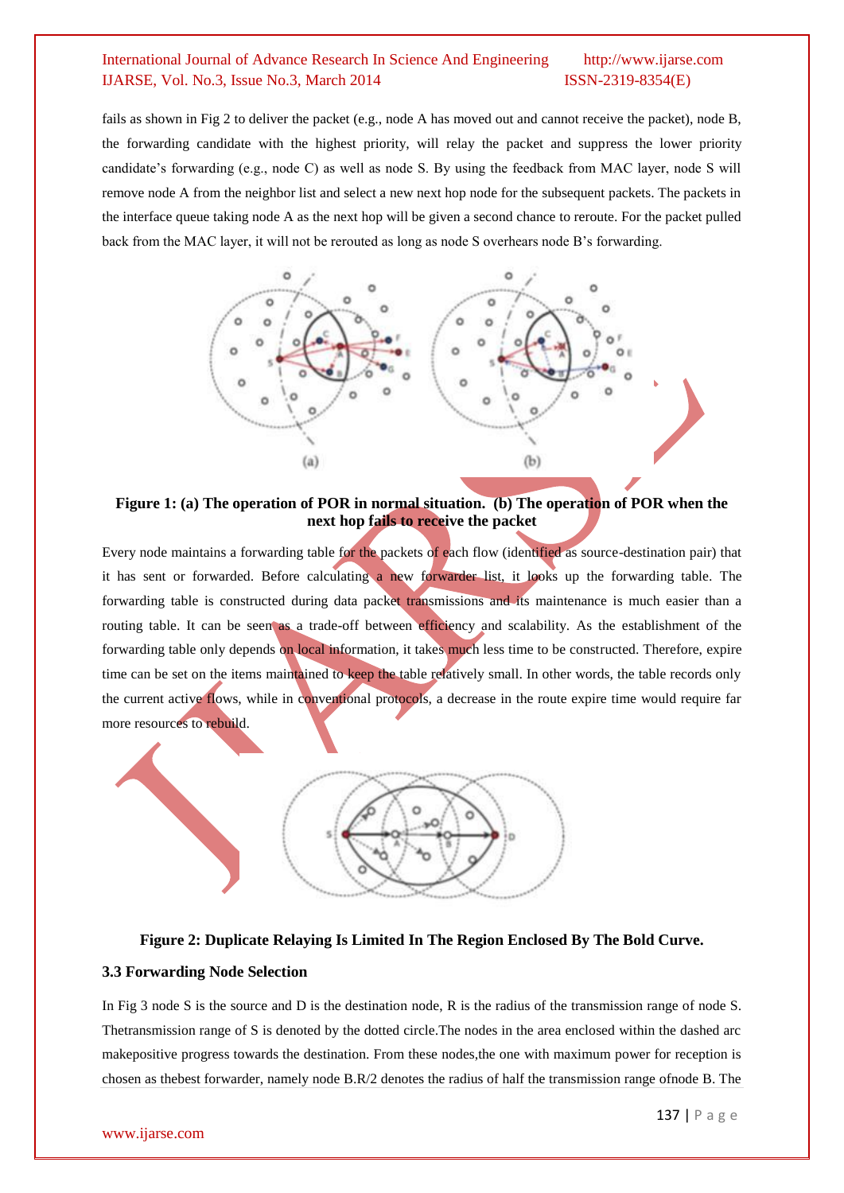fails as shown in Fig 2 to deliver the packet (e.g., node A has moved out and cannot receive the packet), node B, the forwarding candidate with the highest priority, will relay the packet and suppress the lower priority candidate's forwarding (e.g., node C) as well as node S. By using the feedback from MAC layer, node S will remove node A from the neighbor list and select a new next hop node for the subsequent packets. The packets in the interface queue taking node A as the next hop will be given a second chance to reroute. For the packet pulled back from the MAC layer, it will not be rerouted as long as node S overhears node B's forwarding.

**Figure 1: (a) The operation of POR in normal situation. (b) The operation of POR when the next hop fails to receive the packet**

Every node maintains a forwarding table for the packets of each flow (identified as source-destination pair) that it has sent or forwarded. Before calculating a new forwarder list, it looks up the forwarding table. The forwarding table is constructed during data packet transmissions and its maintenance is much easier than a routing table. It can be seen as a trade-off between efficiency and scalability. As the establishment of the forwarding table only depends on local information, it takes much less time to be constructed. Therefore, expire time can be set on the items maintained to keep the table relatively small. In other words, the table records only the current active flows, while in conventional protocols, a decrease in the route expire time would require far more resources to rebuild.

**Figure 2: Duplicate Relaying Is Limited In The Region Enclosed By The Bold Curve.**

### 3.3 Forwarding Node Selection

In Fig 3 node S is the source and D is the destination node, R is the radius of the transmission range of node S. Thetransmission range of S is denoted by the dotted circle.The nodes in the area enclosed within the dashed arc makepositive progress towards the destination. From these nodes,the one with maximum power for reception is chosen as thebest forwarder, namely node B.R/2 denotes the radius of half the transmission range ofnode B. The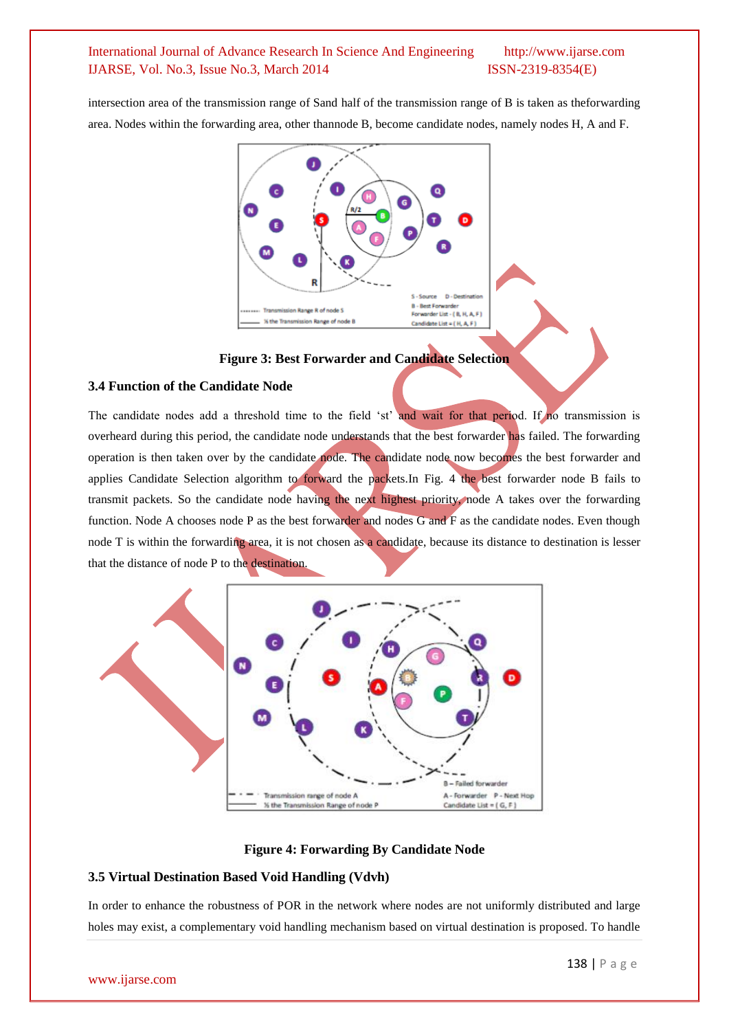intersection area of the transmission range of Sand half of the transmission range of B is taken as theforwarding area. Nodes within the forwarding area, other thannode B, become candidate nodes, namely nodes H, A and F.

**Figure 3: Best Forwarder and Candidate Selection**

### 3.4 Function of the Candidate Node

The candidate nodes add a threshold time to the field 'st' and wait for that period. If no transmission is overheard during this period, the candidate node understands that the best forwarder has failed. The forwarding operation is then taken over by the candidate node. The candidate node now becomes the best forwarder and applies Candidate Selection algorithm to forward the packets.In Fig. 4 the best forwarder node B fails to transmit packets. So the candidate node having the next highest priority, node A takes over the forwarding function. Node A chooses node P as the best forwarder and nodes G and F as the candidate nodes. Even though node T is within the forwarding area, it is not chosen as a candidate, because its distance to destination is lesser that the distance of node P to the destination.

**Figure 4: Forwarding By Candidate Node**

### 3.5 Virtual Destination Based Void Handling (Vdvh)

In order to enhance the robustness of POR in the network where nodes are not uniformly distributed and large holes may exist, a complementary void handling mechanism based on virtual destination is proposed. To handle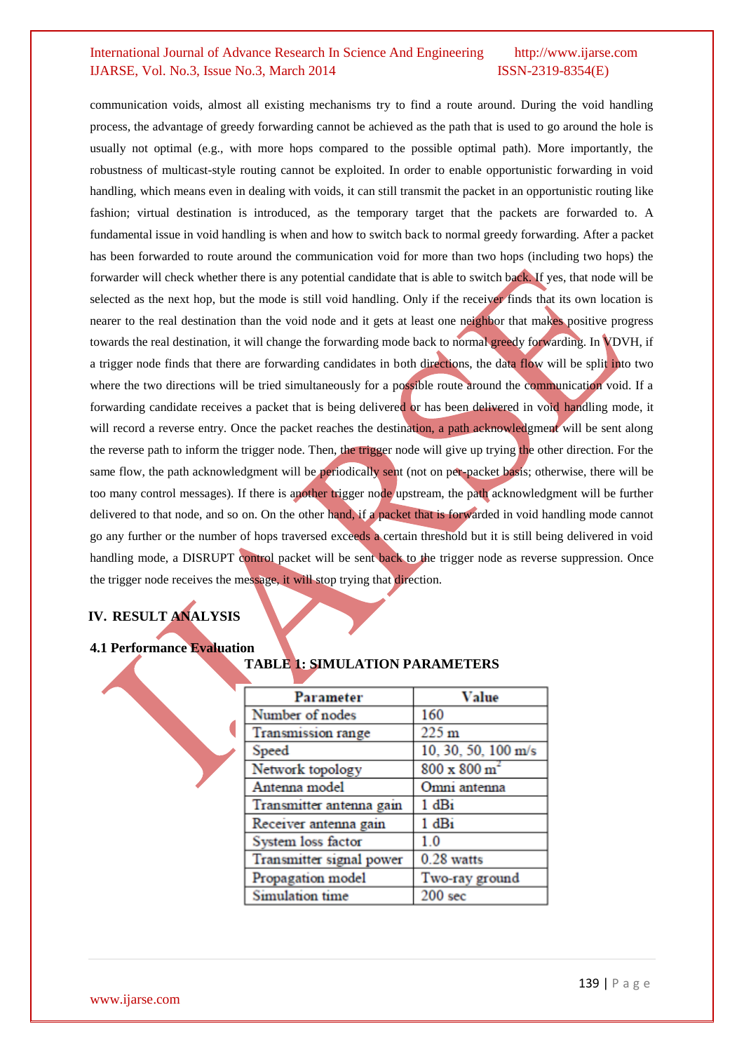communication voids, almost all existing mechanisms try to find a route around. During the void handling process, the advantage of greedy forwarding cannot be achieved as the path that is used to go around the hole is usually not optimal (e.g., with more hops compared to the possible optimal path). More importantly, the robustness of multicast-style routing cannot be exploited. In order to enable opportunistic forwarding in void handling, which means even in dealing with voids, it can still transmit the packet in an opportunistic routing like fashion; virtual destination is introduced, as the temporary target that the packets are forwarded to. A fundamental issue in void handling is when and how to switch back to normal greedy forwarding. After a packet has been forwarded to route around the communication void for more than two hops (including two hops) the forwarder will check whether there is any potential candidate that is able to switch back. If yes, that node will be selected as the next hop, but the mode is still void handling. Only if the receiver finds that its own location is nearer to the real destination than the void node and it gets at least one neighbor that makes positive progress towards the real destination, it will change the forwarding mode back to normal greedy forwarding. In VDVH, if a trigger node finds that there are forwarding candidates in both directions, the data flow will be split into two where the two directions will be tried simultaneously for a possible route around the communication void. If a forwarding candidate receives a packet that is being delivered or has been delivered in void handling mode, it will record a reverse entry. Once the packet reaches the destination, a path acknowledgment will be sent along the reverse path to inform the trigger node. Then, the trigger node will give up trying the other direction. For the same flow, the path acknowledgment will be periodically sent (not on per-packet basis; otherwise, there will be too many control messages). If there is another trigger node upstream, the path acknowledgment will be further delivered to that node, and so on. On the other hand, if a packet that is forwarded in void handling mode cannot go any further or the number of hops traversed exceeds a certain threshold but it is still being delivered in void handling mode, a DISRUPT control packet will be sent back to the trigger node as reverse suppression. Once the trigger node receives the message, it will stop trying that direction.

## IV. RESULT ANALYSIS

### 4.1 Performance Evaluation

**TABLE 1: SIMULATION PARAMETERS**

| Parameter | Value |
|---|---|
| Number of nodes | 160 |
| Transmission range | 225 m |
| Speed | 10, 30, 50, 100 m/s |
| Network topology | 800 x 800 $m^2$ |
| Antenna model | Omni antenna |
| Transmitter antenna gain | 1 dBi |
| Receiver antenna gain | 1 dBi |
| System loss factor | 1.0 |
| Transmitter signal power | 0.28 watts |
| Propagation model | Two-ray ground |
| Simulation time | 200 sec |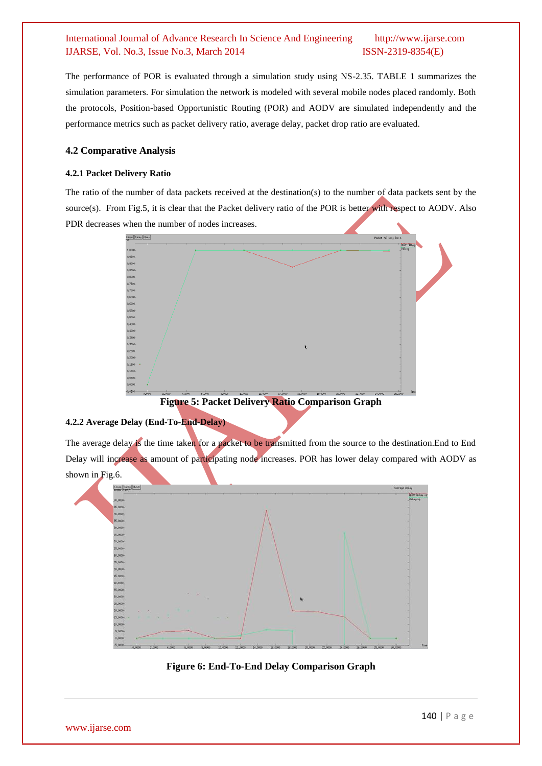The performance of POR is evaluated through a simulation study using NS-2.35. TABLE 1 summarizes the simulation parameters. For simulation the network is modeled with several mobile nodes placed randomly. Both the protocols, Position-based Opportunistic Routing (POR) and AODV are simulated independently and the performance metrics such as packet delivery ratio, average delay, packet drop ratio are evaluated.

### 4.2 Comparative Analysis

#### 4.2.1 Packet Delivery Ratio

The ratio of the number of data packets received at the destination(s) to the number of data packets sent by the source(s). From Fig.5, it is clear that the Packet delivery ratio of the POR is better with respect to AODV. Also PDR decreases when the number of nodes increases.

**Figure 5: Packet Delivery Ratio Comparison Graph**

#### 4.2.2 Average Delay (End-To-End-Delay)

The average delay is the time taken for a packet to be transmitted from the source to the destination.End to End Delay will increase as amount of participating node increases. POR has lower delay compared with AODV as shown in Fig.6.

**Figure 6: End-To-End Delay Comparison Graph**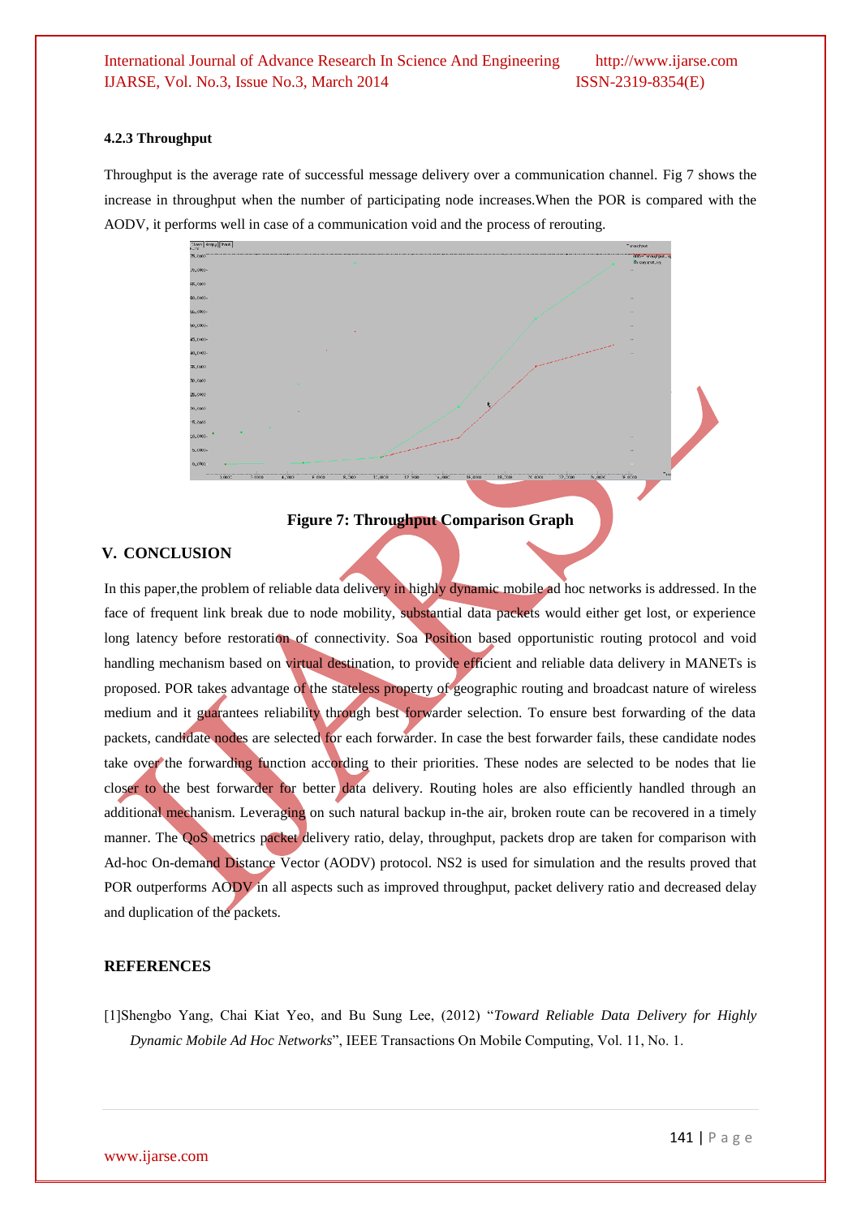#### 4.2.3 Throughput

Throughput is the average rate of successful message delivery over a communication channel. Fig 7 shows the increase in throughput when the number of participating node increases.When the POR is compared with the AODV, it performs well in case of a communication void and the process of rerouting.

**Figure 7: Throughput Comparison Graph**

## V. CONCLUSION

In this paper,the problem of reliable data delivery in highly dynamic mobile ad hoc networks is addressed. In the face of frequent link break due to node mobility, substantial data packets would either get lost, or experience long latency before restoration of connectivity. Soa Position based opportunistic routing protocol and void handling mechanism based on virtual destination, to provide efficient and reliable data delivery in MANETs is proposed. POR takes advantage of the stateless property of geographic routing and broadcast nature of wireless medium and it guarantees reliability through best forwarder selection. To ensure best forwarding of the data packets, candidate nodes are selected for each forwarder. In case the best forwarder fails, these candidate nodes take over the forwarding function according to their priorities. These nodes are selected to be nodes that lie closer to the best forwarder for better data delivery. Routing holes are also efficiently handled through an additional mechanism. Leveraging on such natural backup in-the air, broken route can be recovered in a timely manner. The QoS metrics packet delivery ratio, delay, throughput, packets drop are taken for comparison with Ad-hoc On-demand Distance Vector (AODV) protocol. NS2 is used for simulation and the results proved that POR outperforms AODV in all aspects such as improved throughput, packet delivery ratio and decreased delay and duplication of the packets.

## REFERENCES

[1]Shengbo Yang, Chai Kiat Yeo, and Bu Sung Lee, (2012) "*Toward Reliable Data Delivery for Highly Dynamic Mobile Ad Hoc Networks*", IEEE Transactions On Mobile Computing, Vol. 11, No. 1.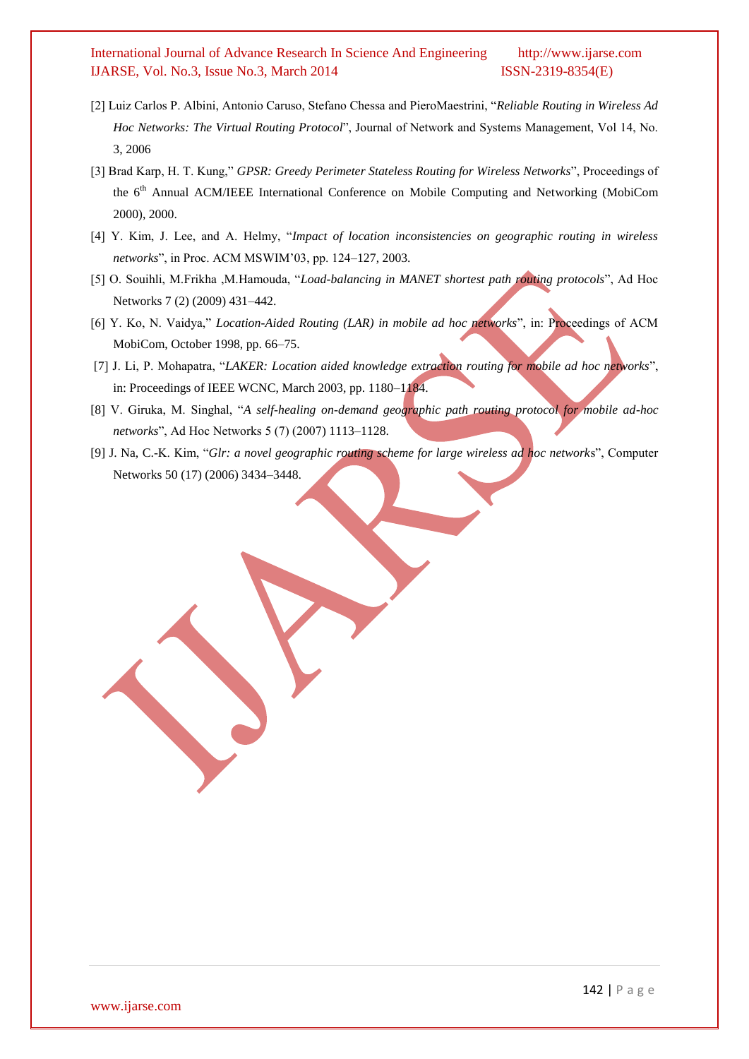[2] Luiz Carlos P. Albini, Antonio Caruso, Stefano Chessa and PieroMaestrini, "*Reliable Routing in Wireless Ad Hoc Networks: The Virtual Routing Protocol*", Journal of Network and Systems Management, Vol 14, No. 3, 2006

[3] Brad Karp, H. T. Kung," *GPSR: Greedy Perimeter Stateless Routing for Wireless Networks*", Proceedings of the 6th Annual ACM/IEEE International Conference on Mobile Computing and Networking (MobiCom 2000), 2000.

[4] Y. Kim, J. Lee, and A. Helmy, "*Impact of location inconsistencies on geographic routing in wireless networks*", in Proc. ACM MSWIM'03, pp. 124–127, 2003.

[5] O. Souihli, M.Frikha ,M.Hamouda, "*Load-balancing in MANET shortest path routing protocols*", Ad Hoc Networks 7 (2) (2009) 431–442.

[6] Y. Ko, N. Vaidya," *Location-Aided Routing (LAR) in mobile ad hoc networks*", in: Proceedings of ACM MobiCom, October 1998, pp. 66–75.

[7] J. Li, P. Mohapatra, "*LAKER: Location aided knowledge extraction routing for mobile ad hoc networks*", in: Proceedings of IEEE WCNC, March 2003, pp. 1180–1184.

[8] V. Giruka, M. Singhal, "*A self-healing on-demand geographic path routing protocol for mobile ad-hoc networks*", Ad Hoc Networks 5 (7) (2007) 1113–1128.

[9] J. Na, C.-K. Kim, "*Glr: a novel geographic routing scheme for large wireless ad hoc networks*", Computer Networks 50 (17) (2006) 3434–3448.